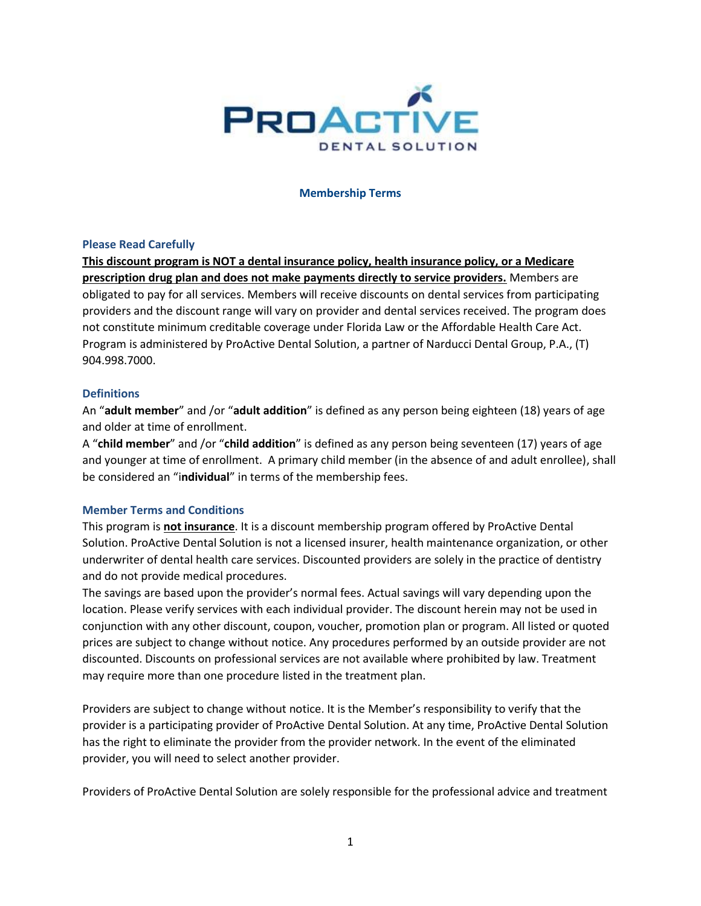# ProActive Dental Solution

## Membership Terms

### Please Read Carefully

**<u>This discount program is NOT a dental insurance policy, health insurance policy, or a Medicare prescription drug plan and does not make payments directly to service providers.</u>** Members are obligated to pay for all services. Members will receive discounts on dental services from participating providers and the discount range will vary on provider and dental services received. The program does not constitute minimum creditable coverage under Florida Law or the Affordable Health Care Act. Program is administered by ProActive Dental Solution, a partner of Narducci Dental Group, P.A., (T) 904.998.7000.

### Definitions

An "**adult member**" and /or "**adult addition**" is defined as any person being eighteen (18) years of age and older at time of enrollment.

A "**child member**" and /or "**child addition**" is defined as any person being seventeen (17) years of age and younger at time of enrollment. A primary child member (in the absence of and adult enrollee), shall be considered an "i**ndividual**" in terms of the membership fees.

### Member Terms and Conditions

This program is **<u>not insurance</u>**. It is a discount membership program offered by ProActive Dental Solution. ProActive Dental Solution is not a licensed insurer, health maintenance organization, or other underwriter of dental health care services. Discounted providers are solely in the practice of dentistry and do not provide medical procedures.

The savings are based upon the provider's normal fees. Actual savings will vary depending upon the location. Please verify services with each individual provider. The discount herein may not be used in conjunction with any other discount, coupon, voucher, promotion plan or program. All listed or quoted prices are subject to change without notice. Any procedures performed by an outside provider are not discounted. Discounts on professional services are not available where prohibited by law. Treatment may require more than one procedure listed in the treatment plan.

Providers are subject to change without notice. It is the Member's responsibility to verify that the provider is a participating provider of ProActive Dental Solution. At any time, ProActive Dental Solution has the right to eliminate the provider from the provider network. In the event of the eliminated provider, you will need to select another provider.

Providers of ProActive Dental Solution are solely responsible for the professional advice and treatment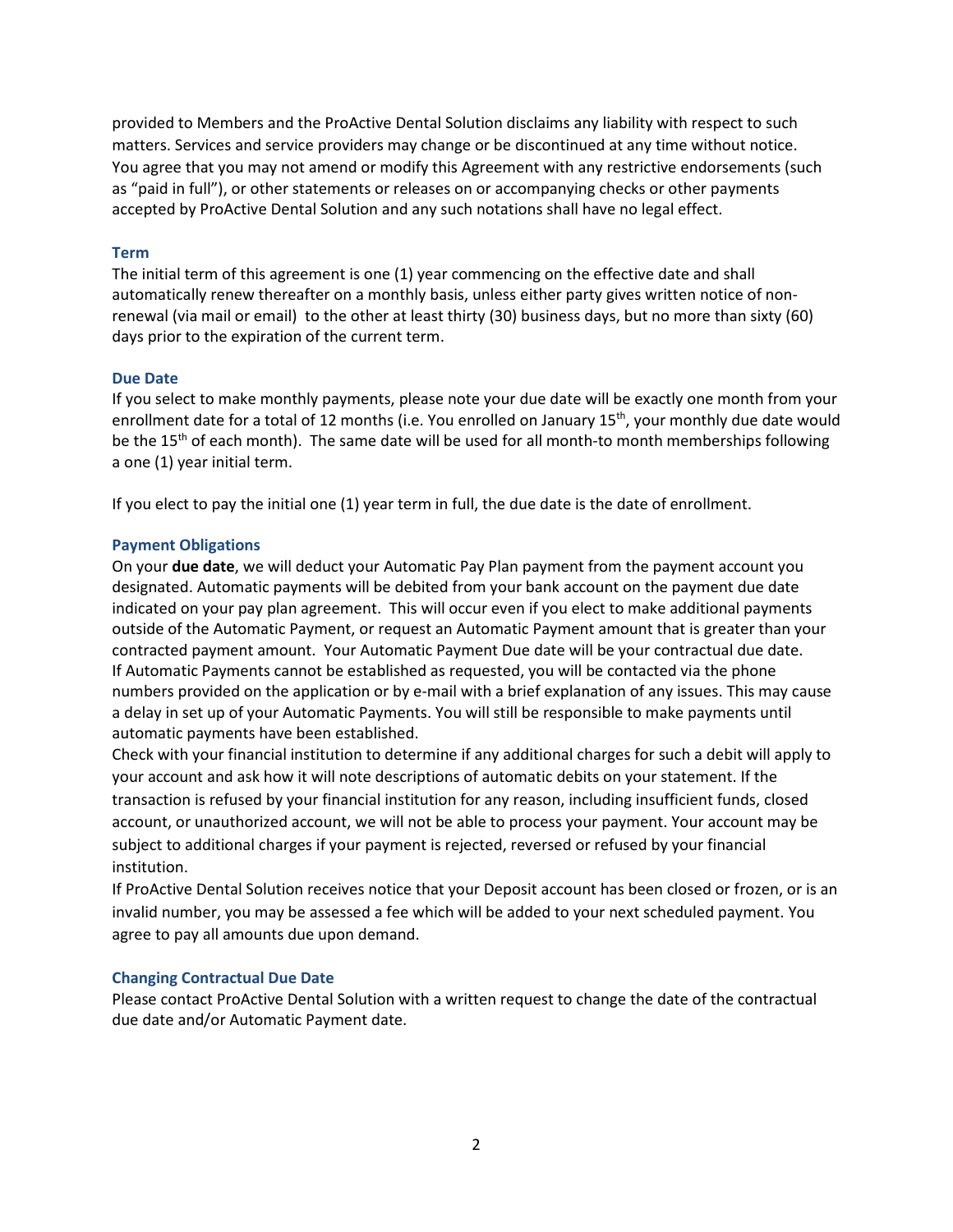provided to Members and the ProActive Dental Solution disclaims any liability with respect to such matters. Services and service providers may change or be discontinued at any time without notice. You agree that you may not amend or modify this Agreement with any restrictive endorsements (such as "paid in full"), or other statements or releases on or accompanying checks or other payments accepted by ProActive Dental Solution and any such notations shall have no legal effect.

### Term

The initial term of this agreement is one (1) year commencing on the effective date and shall automatically renew thereafter on a monthly basis, unless either party gives written notice of non-renewal (via mail or email) to the other at least thirty (30) business days, but no more than sixty (60) days prior to the expiration of the current term.

### Due Date

If you select to make monthly payments, please note your due date will be exactly one month from your enrollment date for a total of 12 months (i.e. You enrolled on January 15th, your monthly due date would be the 15th of each month). The same date will be used for all month-to month memberships following a one (1) year initial term.

If you elect to pay the initial one (1) year term in full, the due date is the date of enrollment.

### Payment Obligations

On your **due date**, we will deduct your Automatic Pay Plan payment from the payment account you designated. Automatic payments will be debited from your bank account on the payment due date indicated on your pay plan agreement. This will occur even if you elect to make additional payments outside of the Automatic Payment, or request an Automatic Payment amount that is greater than your contracted payment amount. Your Automatic Payment Due date will be your contractual due date.
If Automatic Payments cannot be established as requested, you will be contacted via the phone numbers provided on the application or by e-mail with a brief explanation of any issues. This may cause a delay in set up of your Automatic Payments. You will still be responsible to make payments until automatic payments have been established.
Check with your financial institution to determine if any additional charges for such a debit will apply to your account and ask how it will note descriptions of automatic debits on your statement. If the transaction is refused by your financial institution for any reason, including insufficient funds, closed account, or unauthorized account, we will not be able to process your payment. Your account may be subject to additional charges if your payment is rejected, reversed or refused by your financial institution.
If ProActive Dental Solution receives notice that your Deposit account has been closed or frozen, or is an invalid number, you may be assessed a fee which will be added to your next scheduled payment. You agree to pay all amounts due upon demand.

### Changing Contractual Due Date

Please contact ProActive Dental Solution with a written request to change the date of the contractual due date and/or Automatic Payment date.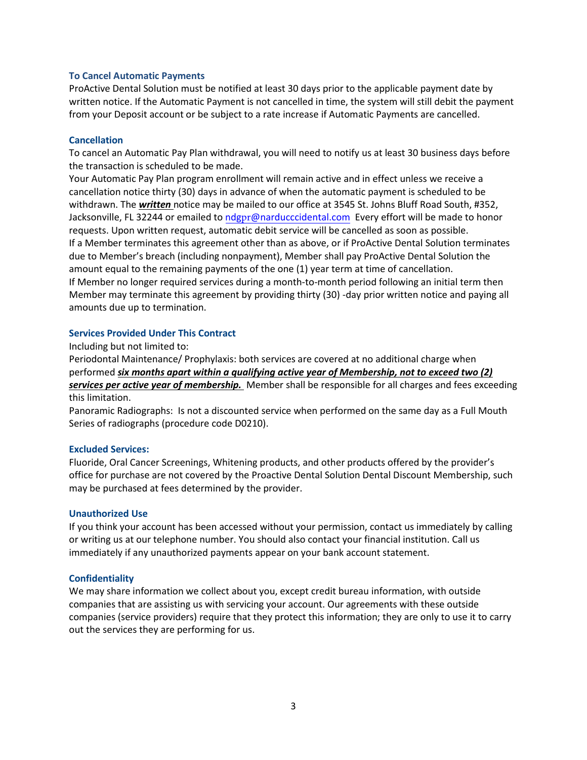### To Cancel Automatic Payments

ProActive Dental Solution must be notified at least 30 days prior to the applicable payment date by written notice. If the Automatic Payment is not cancelled in time, the system will still debit the payment from your Deposit account or be subject to a rate increase if Automatic Payments are cancelled.

### Cancellation

To cancel an Automatic Pay Plan withdrawal, you will need to notify us at least 30 business days before the transaction is scheduled to be made.

Your Automatic Pay Plan program enrollment will remain active and in effect unless we receive a cancellation notice thirty (30) days in advance of when the automatic payment is scheduled to be withdrawn. The ***written*** notice may be mailed to our office at 3545 St. Johns Bluff Road South, #352, Jacksonville, FL 32244 or emailed to ndgpr@narducccidental.com Every effort will be made to honor requests. Upon written request, automatic debit service will be cancelled as soon as possible.

If a Member terminates this agreement other than as above, or if ProActive Dental Solution terminates due to Member's breach (including nonpayment), Member shall pay ProActive Dental Solution the amount equal to the remaining payments of the one (1) year term at time of cancellation.

If Member no longer required services during a month-to-month period following an initial term then Member may terminate this agreement by providing thirty (30) -day prior written notice and paying all amounts due up to termination.

### Services Provided Under This Contract

Including but not limited to:

Periodontal Maintenance/ Prophylaxis: both services are covered at no additional charge when performed ***six months apart within a qualifying active year of Membership, not to exceed two (2) services per active year of membership.*** Member shall be responsible for all charges and fees exceeding this limitation.

Panoramic Radiographs: Is not a discounted service when performed on the same day as a Full Mouth Series of radiographs (procedure code D0210).

### Excluded Services:

Fluoride, Oral Cancer Screenings, Whitening products, and other products offered by the provider's office for purchase are not covered by the Proactive Dental Solution Dental Discount Membership, such may be purchased at fees determined by the provider.

### Unauthorized Use

If you think your account has been accessed without your permission, contact us immediately by calling or writing us at our telephone number. You should also contact your financial institution. Call us immediately if any unauthorized payments appear on your bank account statement.

### Confidentiality

We may share information we collect about you, except credit bureau information, with outside companies that are assisting us with servicing your account. Our agreements with these outside companies (service providers) require that they protect this information; they are only to use it to carry out the services they are performing for us.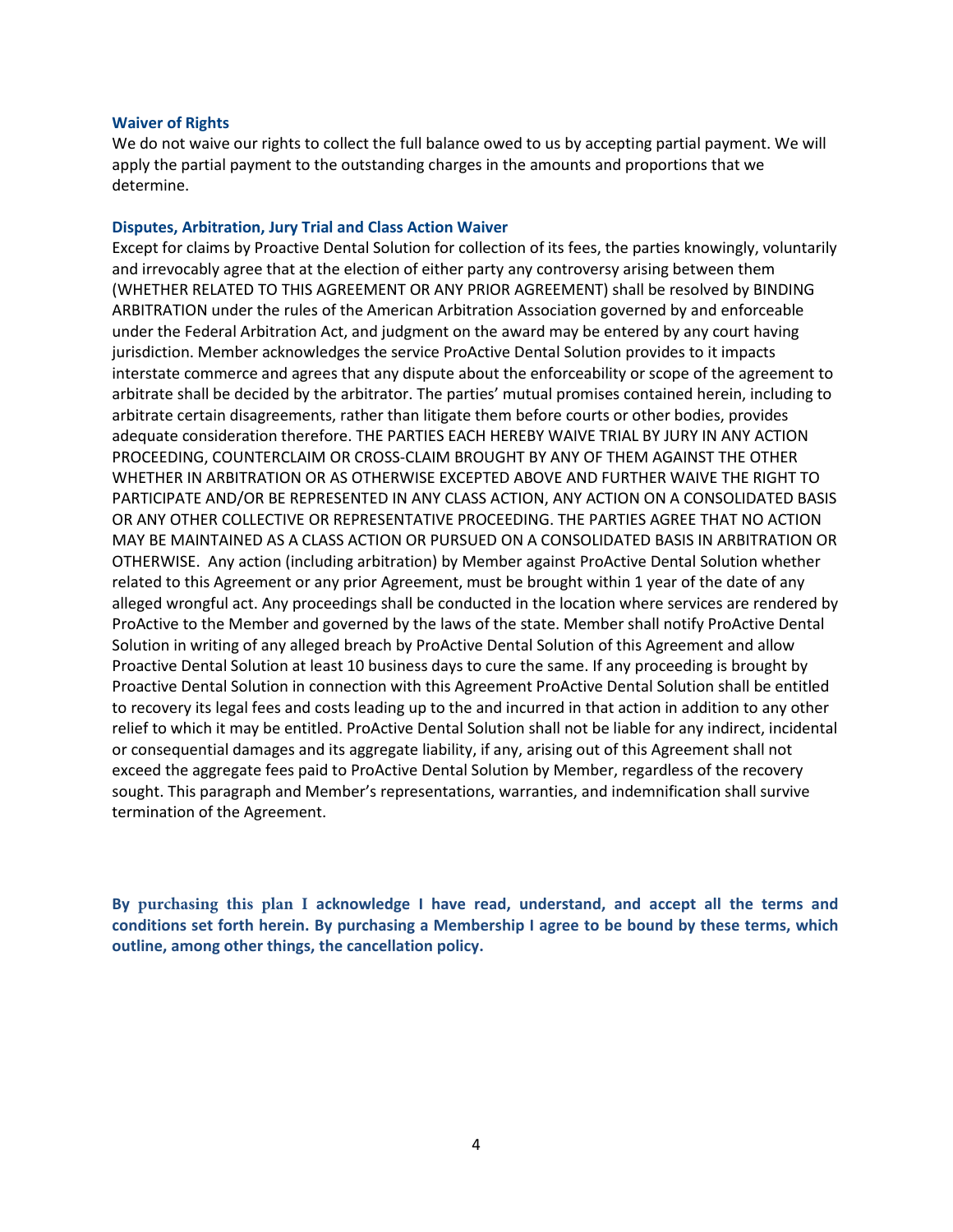### Waiver of Rights

We do not waive our rights to collect the full balance owed to us by accepting partial payment. We will apply the partial payment to the outstanding charges in the amounts and proportions that we determine.

### Disputes, Arbitration, Jury Trial and Class Action Waiver

Except for claims by Proactive Dental Solution for collection of its fees, the parties knowingly, voluntarily and irrevocably agree that at the election of either party any controversy arising between them (WHETHER RELATED TO THIS AGREEMENT OR ANY PRIOR AGREEMENT) shall be resolved by BINDING ARBITRATION under the rules of the American Arbitration Association governed by and enforceable under the Federal Arbitration Act, and judgment on the award may be entered by any court having jurisdiction. Member acknowledges the service ProActive Dental Solution provides to it impacts interstate commerce and agrees that any dispute about the enforceability or scope of the agreement to arbitrate shall be decided by the arbitrator. The parties' mutual promises contained herein, including to arbitrate certain disagreements, rather than litigate them before courts or other bodies, provides adequate consideration therefore. THE PARTIES EACH HEREBY WAIVE TRIAL BY JURY IN ANY ACTION PROCEEDING, COUNTERCLAIM OR CROSS-CLAIM BROUGHT BY ANY OF THEM AGAINST THE OTHER WHETHER IN ARBITRATION OR AS OTHERWISE EXCEPTED ABOVE AND FURTHER WAIVE THE RIGHT TO PARTICIPATE AND/OR BE REPRESENTED IN ANY CLASS ACTION, ANY ACTION ON A CONSOLIDATED BASIS OR ANY OTHER COLLECTIVE OR REPRESENTATIVE PROCEEDING. THE PARTIES AGREE THAT NO ACTION MAY BE MAINTAINED AS A CLASS ACTION OR PURSUED ON A CONSOLIDATED BASIS IN ARBITRATION OR OTHERWISE. Any action (including arbitration) by Member against ProActive Dental Solution whether related to this Agreement or any prior Agreement, must be brought within 1 year of the date of any alleged wrongful act. Any proceedings shall be conducted in the location where services are rendered by ProActive to the Member and governed by the laws of the state. Member shall notify ProActive Dental Solution in writing of any alleged breach by ProActive Dental Solution of this Agreement and allow Proactive Dental Solution at least 10 business days to cure the same. If any proceeding is brought by Proactive Dental Solution in connection with this Agreement ProActive Dental Solution shall be entitled to recovery its legal fees and costs leading up to the and incurred in that action in addition to any other relief to which it may be entitled. ProActive Dental Solution shall not be liable for any indirect, incidental or consequential damages and its aggregate liability, if any, arising out of this Agreement shall not exceed the aggregate fees paid to ProActive Dental Solution by Member, regardless of the recovery sought. This paragraph and Member's representations, warranties, and indemnification shall survive termination of the Agreement.

**By purchasing this plan I acknowledge I have read, understand, and accept all the terms and conditions set forth herein. By purchasing a Membership I agree to be bound by these terms, which outline, among other things, the cancellation policy.**